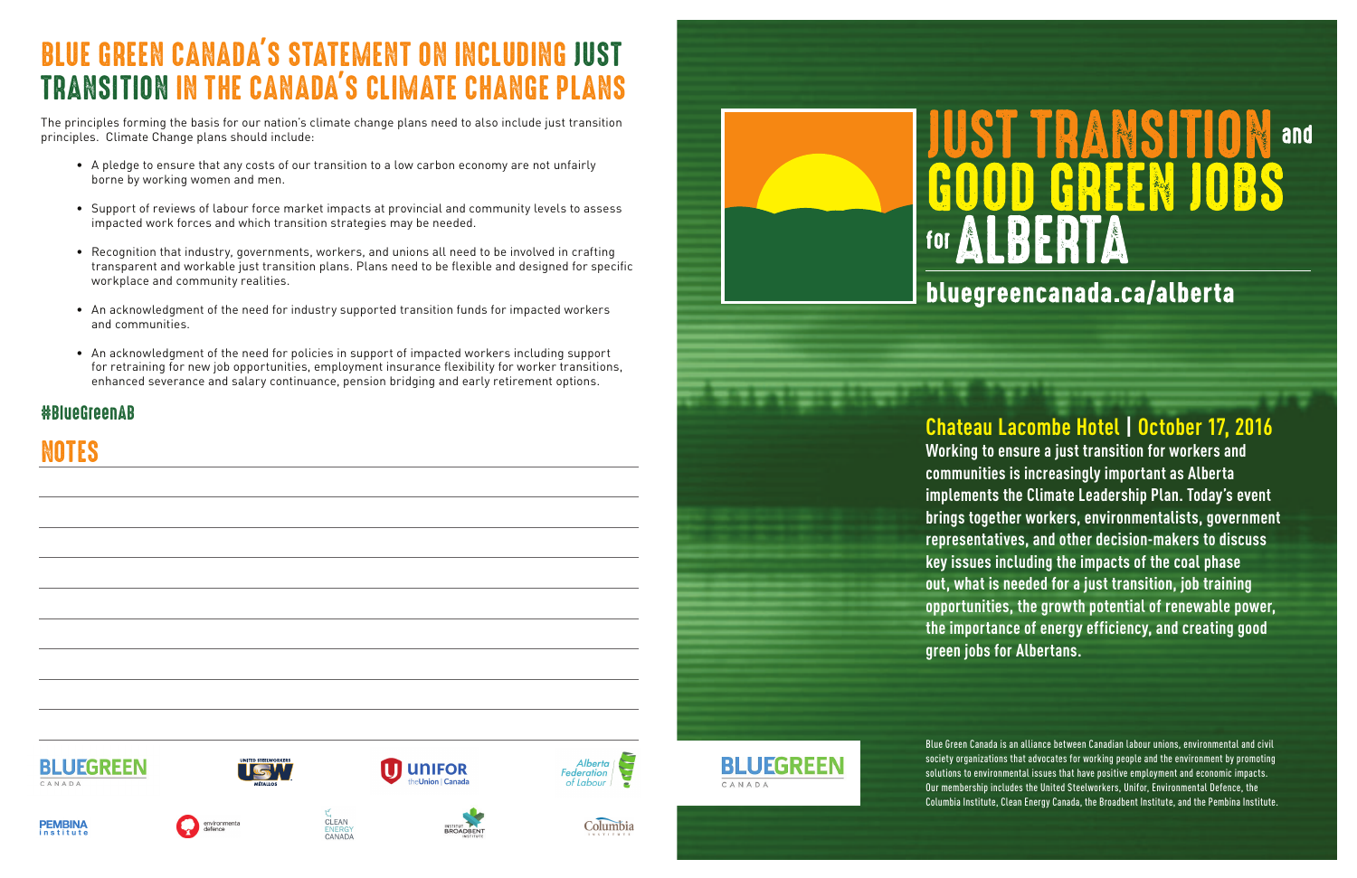# BLUE GREEN CANADA'S STATEMENT ON INCLUDING JUST TRANSITION IN THE CANADA'S CLIMATE CHANGE PLANS

The principles forming the basis for our nation's climate change plans need to also include just transition principles. Climate Change plans should include:

- A pledge to ensure that any costs of our transition to a low carbon economy are not unfairly borne by working women and men.
- Support of reviews of labour force market impacts at provincial and community levels to assess impacted work forces and which transition strategies may be needed.
- Recognition that industry, governments, workers, and unions all need to be involved in crafting transparent and workable just transition plans. Plans need to be flexible and designed for specific workplace and community realities.
- An acknowledgment of the need for industry supported transition funds for impacted workers and communities.
- An acknowledgment of the need for policies in support of impacted workers including support for retraining for new job opportunities, employment insurance flexibility for worker transitions, enhanced severance and salary continuance, pension bridging and early retirement options.

#BlueGreenAB

## NOTES

# JUST TRANSITION and GOOD GREEN JOBS for ALBERTA

**bluegreencanada.ca/alberta**

### Chateau Lacombe Hotel | October 17, 2016

**Working to ensure a just transition for workers and communities is increasingly important as Alberta implements the Climate Leadership Plan. Today's event brings together workers, environmentalists, government representatives, and other decision-makers to discuss key issues including the impacts of the coal phase out, what is needed for a just transition, job training opportunities, the growth potential of renewable power, the importance of energy efficiency, and creating good green jobs for Albertans.**

Blue Green Canada is an alliance between Canadian labour unions, environmental and civil society organizations that advocates for working people and the environment by promoting solutions to environmental issues that have positive employment and economic impacts. Our membership includes the United Steelworkers, Unifor, Environmental Defence, the Columbia Institute, Clean Energy Canada, the Broadbent Institute, and the Pembina Institute.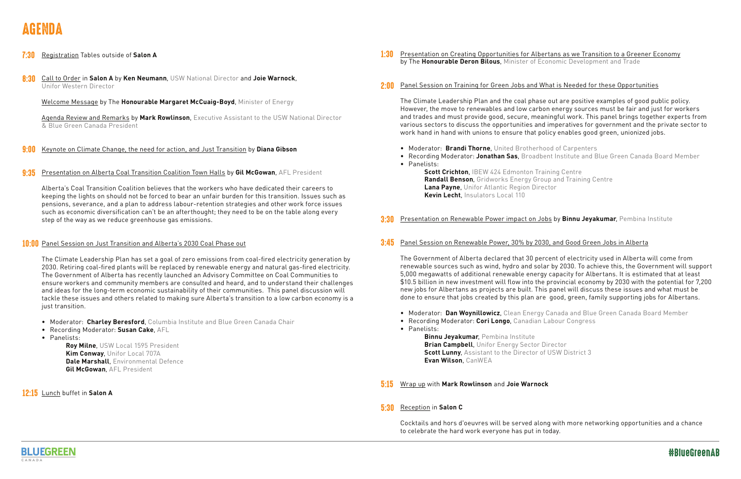# AGENDA

**7:30** Registration Tables outside of **Salon A**

**8:30** Call to Order in **Salon A** by **Ken Neumann**, USW National Director and **Joie Warnock**, Unifor Western Director

Welcome Message by The **Honourable Margaret McCuaig-Boyd**, Minister of Energy

Agenda Review and Remarks by **Mark Rowlinson**, Executive Assistant to the USW National Director & Blue Green Canada President

**9:00** Keynote on Climate Change, the need for action, and Just Transition by **Diana Gibson**

**9:35** Presentation on Alberta Coal Transition Coalition Town Halls by **Gil McGowan**, AFL President

Alberta's Coal Transition Coalition believes that the workers who have dedicated their careers to keeping the lights on should not be forced to bear an unfair burden for this transition. Issues such as pensions, severance, and a plan to address labour-retention strategies and other work force issues such as economic diversification can't be an afterthought; they need to be on the table along every step of the way as we reduce greenhouse gas emissions.

**10:00** Panel Session on Just Transition and Alberta's 2030 Coal Phase out

The Climate Leadership Plan has set a goal of zero emissions from coal-fired electricity generation by 2030. Retiring coal-fired plants will be replaced by renewable energy and natural gas-fired electricity. The Government of Alberta has recently launched an Advisory Committee on Coal Communities to ensure workers and community members are consulted and heard, and to understand their challenges and ideas for the long-term economic sustainability of their communities. This panel discussion will tackle these issues and others related to making sure Alberta's transition to a low carbon economy is a just transition.

- Moderator: **Charley Beresford**, Columbia Institute and Blue Green Canada Chair
- Recording Moderator: **Susan Cake**, AFL
- Panelists:
  - **Roy Milne**, USW Local 1595 President
  - **Kim Conway**, Unifor Local 707A
  - **Dale Marshall**, Environmental Defence
  - **Gil McGowan**, AFL President

**12:15** Lunch buffet in **Salon A**

**1:30** Presentation on Creating Opportunities for Albertans as we Transition to a Greener Economy by The **Honourable Deron Bilous**, Minister of Economic Development and Trade

**2:00** Panel Session on Training for Green Jobs and What is Needed for these Opportunities

The Climate Leadership Plan and the coal phase out are positive examples of good public policy. However, the move to renewables and low carbon energy sources must be fair and just for workers and trades and must provide good, secure, meaningful work. This panel brings together experts from various sectors to discuss the opportunities and imperatives for government and the private sector to work hand in hand with unions to ensure that policy enables good green, unionized jobs.

- Moderator: **Brandi Thorne**, United Brotherhood of Carpenters
- Recording Moderator: **Jonathan Sas**, Broadbent Institute and Blue Green Canada Board Member
- Panelists:
  - **Scott Crichton**, IBEW 424 Edmonton Training Centre
  - **Randall Benson**, Gridworks Energy Group and Training Centre
  - **Lana Payne**, Unifor Atlantic Region Director
  - **Kevin Lecht**, Insulators Local 110

**3:30** Presentation on Renewable Power impact on Jobs by **Binnu Jeyakumar**, Pembina Institute

**3:45** Panel Session on Renewable Power, 30% by 2030, and Good Green Jobs in Alberta

The Government of Alberta declared that 30 percent of electricity used in Alberta will come from renewable sources such as wind, hydro and solar by 2030. To achieve this, the Government will support 5,000 megawatts of additional renewable energy capacity for Albertans. It is estimated that at least $10.5 billion in new investment will flow into the provincial economy by 2030 with the potential for 7,200 new jobs for Albertans as projects are built. This panel will discuss these issues and what must be done to ensure that jobs created by this plan are good, green, family supporting jobs for Albertans.

- Moderator: **Dan Woynillowicz**, Clean Energy Canada and Blue Green Canada Board Member
- Recording Moderator: **Cori Longo**, Canadian Labour Congress
- Panelists:
  - **Binnu Jeyakumar**, Pembina Institute
  - **Brian Campbell**, Unifor Energy Sector Director
  - **Scott Lunny**, Assistant to the Director of USW District 3
  - **Evan Wilson**, CanWEA

**5:15** Wrap up with **Mark Rowlinson** and **Joie Warnock**

**5:30** Reception in **Salon C**

Cocktails and hors d'oeuvres will be served along with more networking opportunities and a chance to celebrate the hard work everyone has put in today.

BLUEGREEN CANADA

#BlueGreenAB